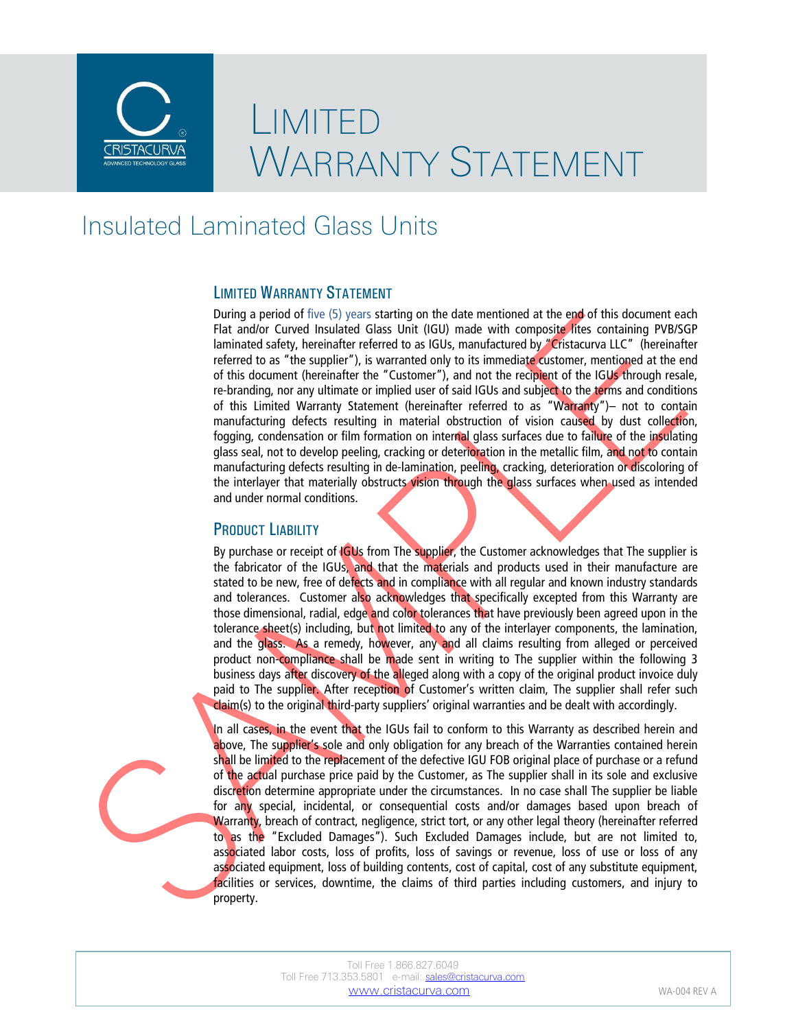# Limited Warranty Statement

## Insulated Laminated Glass Units

### Limited Warranty Statement

During a period of five (5) years starting on the date mentioned at the end of this document each Flat and/or Curved Insulated Glass Unit (IGU) made with composite lites containing PVB/SGP laminated safety, hereinafter referred to as IGUs, manufactured by "Cristacurva LLC" (hereinafter referred to as "the supplier"), is warranted only to its immediate customer, mentioned at the end of this document (hereinafter the "Customer"), and not the recipient of the IGUs through resale, re-branding, nor any ultimate or implied user of said IGUs and subject to the terms and conditions of this Limited Warranty Statement (hereinafter referred to as "Warranty")– not to contain manufacturing defects resulting in material obstruction of vision caused by dust collection, fogging, condensation or film formation on internal glass surfaces due to failure of the insulating glass seal, not to develop peeling, cracking or deterioration in the metallic film, and not to contain manufacturing defects resulting in de-lamination, peeling, cracking, deterioration or discoloring of the interlayer that materially obstructs vision through the glass surfaces when used as intended and under normal conditions.

### Product Liability

By purchase or receipt of IGUs from The supplier, the Customer acknowledges that The supplier is the fabricator of the IGUs, and that the materials and products used in their manufacture are stated to be new, free of defects and in compliance with all regular and known industry standards and tolerances. Customer also acknowledges that specifically excepted from this Warranty are those dimensional, radial, edge and color tolerances that have previously been agreed upon in the tolerance sheet(s) including, but not limited to any of the interlayer components, the lamination, and the glass. As a remedy, however, any and all claims resulting from alleged or perceived product non-compliance shall be made sent in writing to The supplier within the following 3 business days after discovery of the alleged along with a copy of the original product invoice duly paid to The supplier. After reception of Customer's written claim, The supplier shall refer such claim(s) to the original third-party suppliers' original warranties and be dealt with accordingly.

In all cases, in the event that the IGUs fail to conform to this Warranty as described herein and above, The supplier's sole and only obligation for any breach of the Warranties contained herein shall be limited to the replacement of the defective IGU FOB original place of purchase or a refund of the actual purchase price paid by the Customer, as The supplier shall in its sole and exclusive discretion determine appropriate under the circumstances. In no case shall The supplier be liable for any special, incidental, or consequential costs and/or damages based upon breach of Warranty, breach of contract, negligence, strict tort, or any other legal theory (hereinafter referred to as the "Excluded Damages"). Such Excluded Damages include, but are not limited to, associated labor costs, loss of profits, loss of savings or revenue, loss of use or loss of any associated equipment, loss of building contents, cost of capital, cost of any substitute equipment, facilities or services, downtime, the claims of third parties including customers, and injury to property.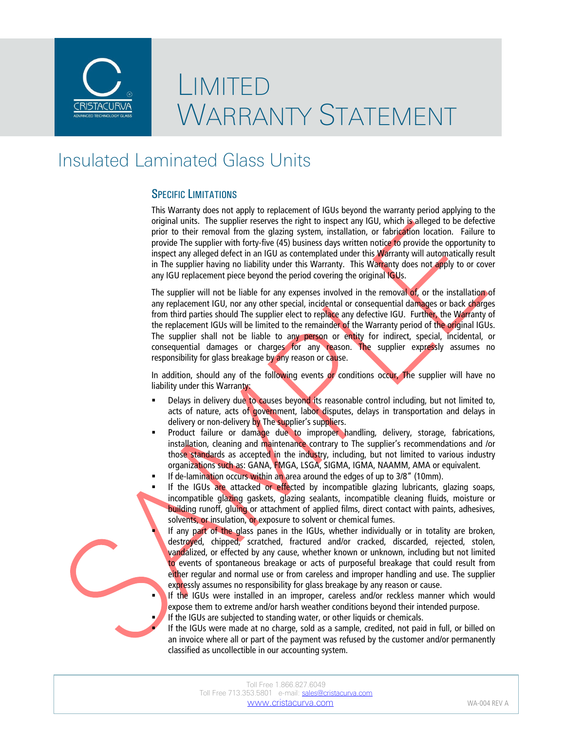# LIMITED WARRANTY STATEMENT

## Insulated Laminated Glass Units

### SPECIFIC LIMITATIONS

This Warranty does not apply to replacement of IGUs beyond the warranty period applying to the original units. The supplier reserves the right to inspect any IGU, which is alleged to be defective prior to their removal from the glazing system, installation, or fabrication location. Failure to provide The supplier with forty-five (45) business days written notice to provide the opportunity to inspect any alleged defect in an IGU as contemplated under this Warranty will automatically result in The supplier having no liability under this Warranty. This Warranty does not apply to or cover any IGU replacement piece beyond the period covering the original IGUs.

The supplier will not be liable for any expenses involved in the removal of, or the installation of any replacement IGU, nor any other special, incidental or consequential damages or back charges from third parties should The supplier elect to replace any defective IGU. Further, the Warranty of the replacement IGUs will be limited to the remainder of the Warranty period of the original IGUs. The supplier shall not be liable to any person or entity for indirect, special, incidental, or consequential damages or charges for any reason. The supplier expressly assumes no responsibility for glass breakage by any reason or cause.

In addition, should any of the following events or conditions occur, The supplier will have no liability under this Warranty:

- Delays in delivery due to causes beyond its reasonable control including, but not limited to, acts of nature, acts of government, labor disputes, delays in transportation and delays in delivery or non-delivery by The supplier's suppliers.
- Product failure or damage due to improper handling, delivery, storage, fabrications, installation, cleaning and maintenance contrary to The supplier's recommendations and /or those standards as accepted in the industry, including, but not limited to various industry organizations such as: GANA, FMGA, LSGA, SIGMA, IGMA, NAAMM, AMA or equivalent.
- If de-lamination occurs within an area around the edges of up to 3/8" (10mm).
- If the IGUs are attacked or effected by incompatible glazing lubricants, glazing soaps, incompatible glazing gaskets, glazing sealants, incompatible cleaning fluids, moisture or building runoff, gluing or attachment of applied films, direct contact with paints, adhesives, solvents, or insulation, or exposure to solvent or chemical fumes.
- If any part of the glass panes in the IGUs, whether individually or in totality are broken, destroyed, chipped, scratched, fractured and/or cracked, discarded, rejected, stolen, vandalized, or effected by any cause, whether known or unknown, including but not limited to events of spontaneous breakage or acts of purposeful breakage that could result from either regular and normal use or from careless and improper handling and use. The supplier expressly assumes no responsibility for glass breakage by any reason or cause.
- If the IGUs were installed in an improper, careless and/or reckless manner which would expose them to extreme and/or harsh weather conditions beyond their intended purpose.
- If the IGUs are subjected to standing water, or other liquids or chemicals.
- If the IGUs were made at no charge, sold as a sample, credited, not paid in full, or billed on an invoice where all or part of the payment was refused by the customer and/or permanently classified as uncollectible in our accounting system.

Toll Free 1.866.827.6049
Toll Free 713.353.5801 e-mail: sales@cristacurva.com
www.cristacurva.com

WA-004 REV A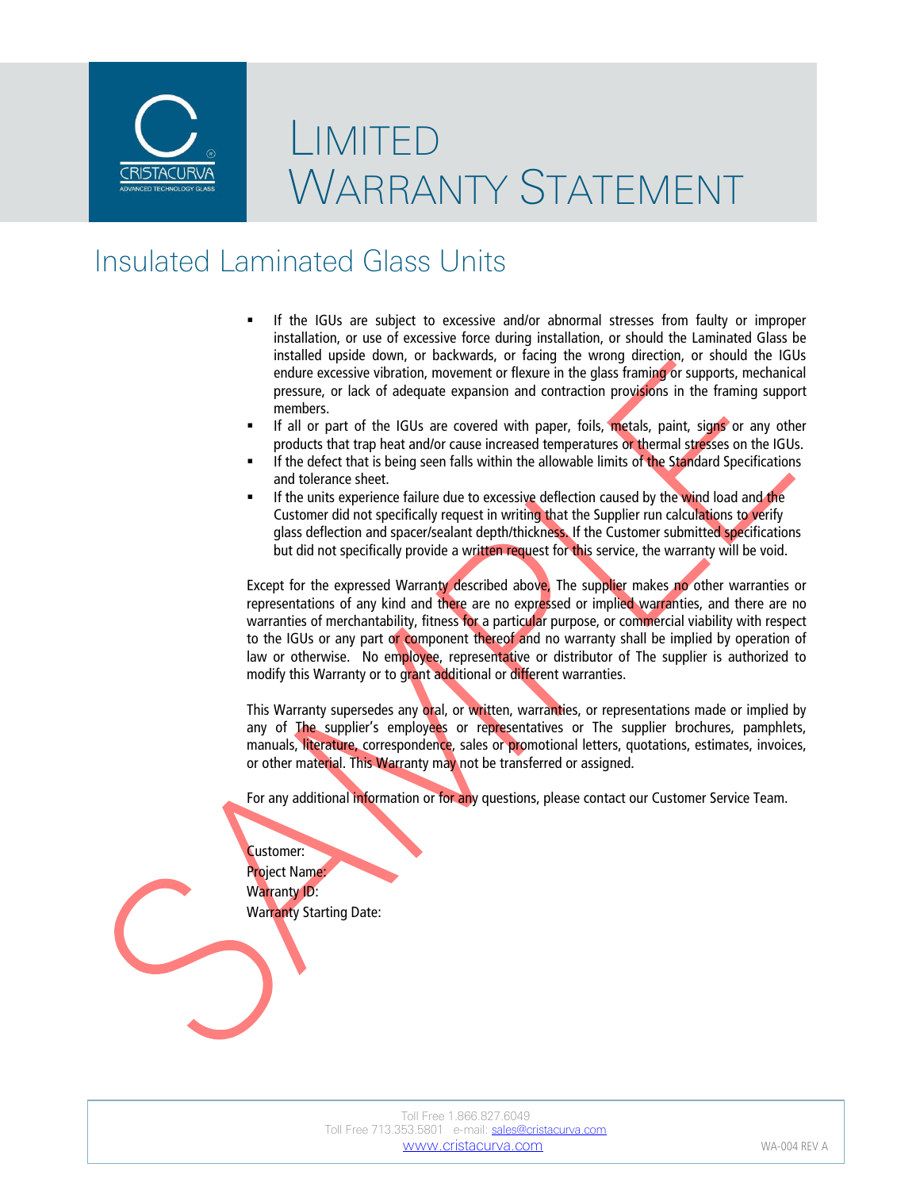# LIMITED WARRANTY STATEMENT

## Insulated Laminated Glass Units

- If the IGUs are subject to excessive and/or abnormal stresses from faulty or improper installation, or use of excessive force during installation, or should the Laminated Glass be installed upside down, or backwards, or facing the wrong direction, or should the IGUs endure excessive vibration, movement or flexure in the glass framing or supports, mechanical pressure, or lack of adequate expansion and contraction provisions in the framing support members.
- If all or part of the IGUs are covered with paper, foils, metals, paint, signs or any other products that trap heat and/or cause increased temperatures or thermal stresses on the IGUs.
- If the defect that is being seen falls within the allowable limits of the Standard Specifications and tolerance sheet.
- If the units experience failure due to excessive deflection caused by the wind load and the Customer did not specifically request in writing that the Supplier run calculations to verify glass deflection and spacer/sealant depth/thickness. If the Customer submitted specifications but did not specifically provide a written request for this service, the warranty will be void.

Except for the expressed Warranty described above, The supplier makes no other warranties or representations of any kind and there are no expressed or implied warranties, and there are no warranties of merchantability, fitness for a particular purpose, or commercial viability with respect to the IGUs or any part or component thereof and no warranty shall be implied by operation of law or otherwise. No employee, representative or distributor of The supplier is authorized to modify this Warranty or to grant additional or different warranties.

This Warranty supersedes any oral, or written, warranties, or representations made or implied by any of The supplier's employees or representatives or The supplier brochures, pamphlets, manuals, literature, correspondence, sales or promotional letters, quotations, estimates, invoices, or other material. This Warranty may not be transferred or assigned.

For any additional information or for any questions, please contact our Customer Service Team.

Customer:
Project Name:
Warranty ID:
Warranty Starting Date:

SAMPLE